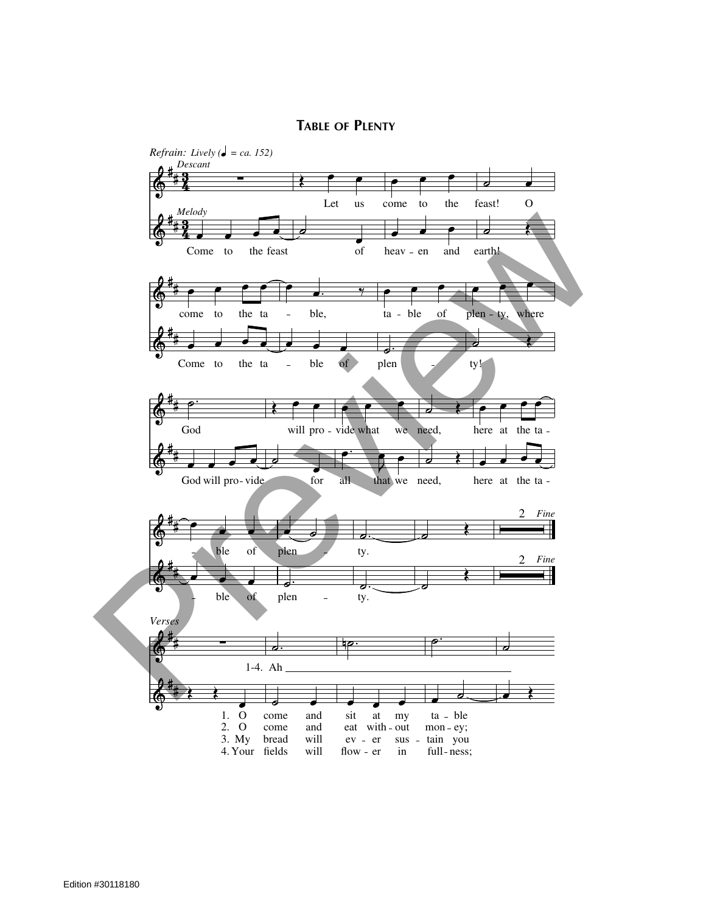# Table of Plenty

*Refrain:* *Lively (♩ = ca. 152)*

*Descant*

Let us come to the feast! O come to the ta - ble, ta - ble of plen - ty, where God will pro - vide what we need, here at the ta - ble of plen - ty.

*Melody*

Come to the feast of heav - en and earth! Come to the ta - ble of plen - ty! God will pro - vide for all that we need, here at the ta - ble of plen - ty.

*Fine*

*Verses*

1-4. Ah

1. O come and sit at my ta - ble
2. O come and eat with - out mon - ey;
3. My bread will ev - er sus - tain you
4. Your fields will flow - er in full - ness;

Edition #30118180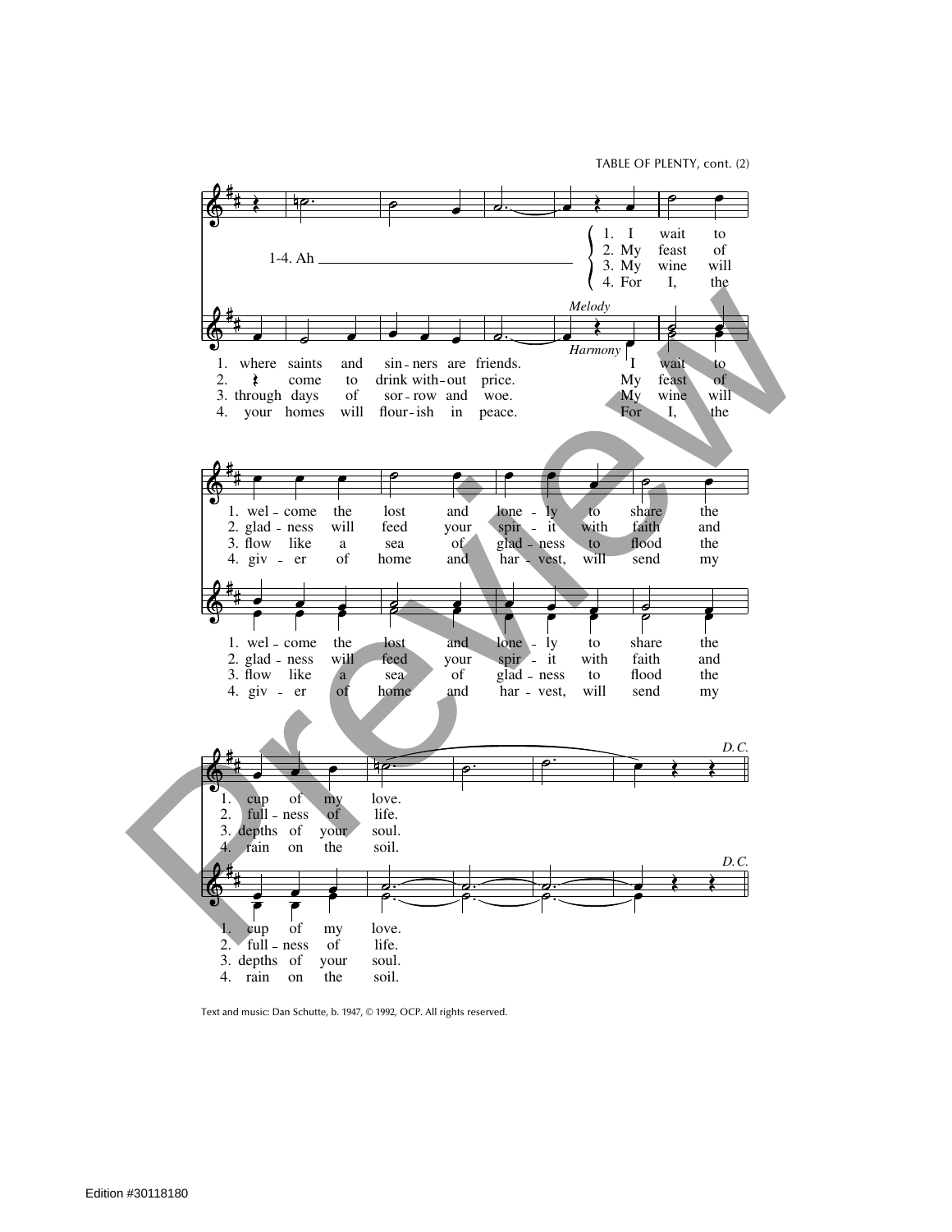TABLE OF PLENTY, cont. (2)

1-4. Ah

1. I wait to
2. My feast of
3. My wine will
4. For I, the

*Melody*

*Harmony*

1. where saints and sin-ners are friends. I wait to
2. come to drink with-out price. My feast of
3. through days of sor-row and woe. My wine will
4. your homes will flour-ish in peace. For I, the

1. wel-come the lost and lone-ly to share the
2. glad-ness will feed your spir-it with faith and
3. flow like a sea of glad-ness to flood the
4. giv-er of home and har-vest, will send my

1. cup of my love.
2. full-ness of life.
3. depths of your soul.
4. rain on the soil.

*D.C.*

Text and music: Dan Schutte, b. 1947, © 1992, OCP. All rights reserved.

Edition #30118180